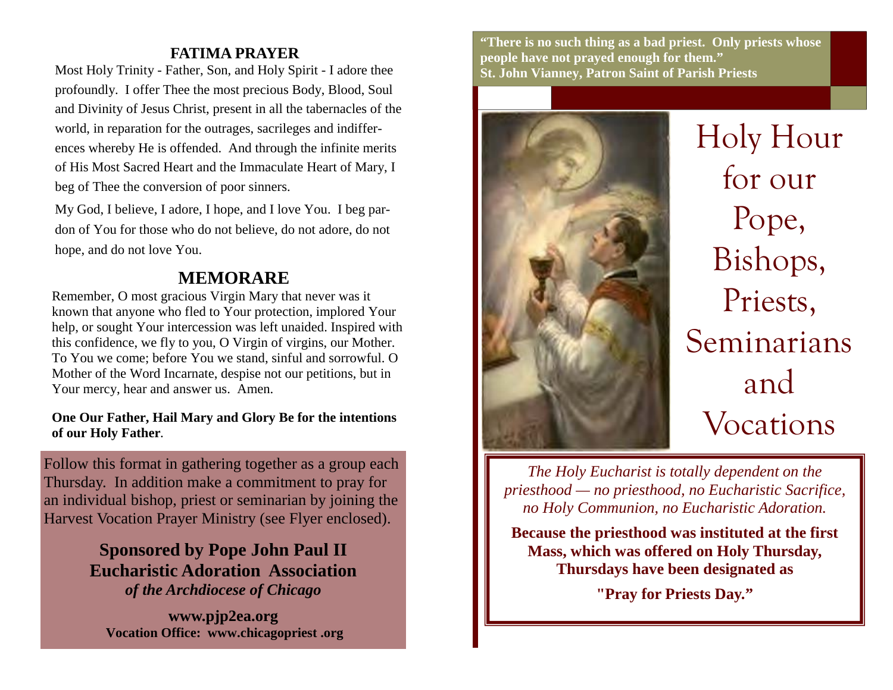## FATIMA PRAYER

Most Holy Trinity - Father, Son, and Holy Spirit - I adore thee profoundly. I offer Thee the most precious Body, Blood, Soul and Divinity of Jesus Christ, present in all the tabernacles of the world, in reparation for the outrages, sacrileges and indifferences whereby He is offended. And through the infinite merits of His Most Sacred Heart and the Immaculate Heart of Mary, I beg of Thee the conversion of poor sinners.

My God, I believe, I adore, I hope, and I love You. I beg pardon of You for those who do not believe, do not adore, do not hope, and do not love You.

## MEMORARE

Remember, O most gracious Virgin Mary that never was it known that anyone who fled to Your protection, implored Your help, or sought Your intercession was left unaided. Inspired with this confidence, we fly to you, O Virgin of virgins, our Mother. To You we come; before You we stand, sinful and sorrowful. O Mother of the Word Incarnate, despise not our petitions, but in Your mercy, hear and answer us. Amen.

**One Our Father, Hail Mary and Glory Be for the intentions of our Holy Father**.

Follow this format in gathering together as a group each Thursday. In addition make a commitment to pray for an individual bishop, priest or seminarian by joining the Harvest Vocation Prayer Ministry (see Flyer enclosed).

**Sponsored by Pope John Paul II Eucharistic Adoration Association**
***of the Archdiocese of Chicago***

**www.pjp2ea.org**
**Vocation Office: www.chicagopriest .org**

**"There is no such thing as a bad priest. Only priests whose people have not prayed enough for them."**
**St. John Vianney, Patron Saint of Parish Priests**

# Holy Hour for our Pope, Bishops, Priests, Seminarians and Vocations

*The Holy Eucharist is totally dependent on the priesthood — no priesthood, no Eucharistic Sacrifice, no Holy Communion, no Eucharistic Adoration.*

**Because the priesthood was instituted at the first Mass, which was offered on Holy Thursday, Thursdays have been designated as**

**"Pray for Priests Day."**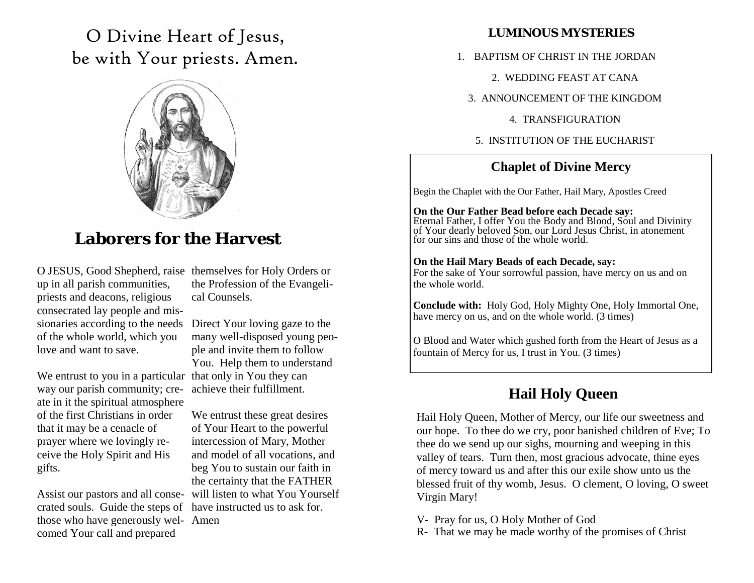# O Divine Heart of Jesus, be with Your priests. Amen.

## Laborers for the Harvest

O JESUS, Good Shepherd, raise up in all parish communities, priests and deacons, religious consecrated lay people and missionaries according to the needs of the whole world, which you love and want to save.

We entrust to you in a particular way our parish community; create in it the spiritual atmosphere of the first Christians in order that it may be a cenacle of prayer where we lovingly receive the Holy Spirit and His gifts.

Assist our pastors and all consecrated souls. Guide the steps of those who have generously welcomed Your call and prepared themselves for Holy Orders or the Profession of the Evangelical Counsels.

Direct Your loving gaze to the many well-disposed young people and invite them to follow You. Help them to understand that only in You they can achieve their fulfillment.

We entrust these great desires of Your Heart to the powerful intercession of Mary, Mother and model of all vocations, and beg You to sustain our faith in the certainty that the FATHER will listen to what You Yourself have instructed us to ask for. Amen

**LUMINOUS MYSTERIES**

1. BAPTISM OF CHRIST IN THE JORDAN
2. WEDDING FEAST AT CANA
3. ANNOUNCEMENT OF THE KINGDOM
4. TRANSFIGURATION
5. INSTITUTION OF THE EUCHARIST

## Chaplet of Divine Mercy

Begin the Chaplet with the Our Father, Hail Mary, Apostles Creed

**On the Our Father Bead before each Decade say:**
Eternal Father, I offer You the Body and Blood, Soul and Divinity of Your dearly beloved Son, our Lord Jesus Christ, in atonement for our sins and those of the whole world.

**On the Hail Mary Beads of each Decade, say:**
For the sake of Your sorrowful passion, have mercy on us and on the whole world.

**Conclude with:** Holy God, Holy Mighty One, Holy Immortal One, have mercy on us, and on the whole world. (3 times)

O Blood and Water which gushed forth from the Heart of Jesus as a fountain of Mercy for us, I trust in You. (3 times)

## Hail Holy Queen

Hail Holy Queen, Mother of Mercy, our life our sweetness and our hope. To thee do we cry, poor banished children of Eve; To thee do we send up our sighs, mourning and weeping in this valley of tears. Turn then, most gracious advocate, thine eyes of mercy toward us and after this our exile show unto us the blessed fruit of thy womb, Jesus. O clement, O loving, O sweet Virgin Mary!

V- Pray for us, O Holy Mother of God
R- That we may be made worthy of the promises of Christ